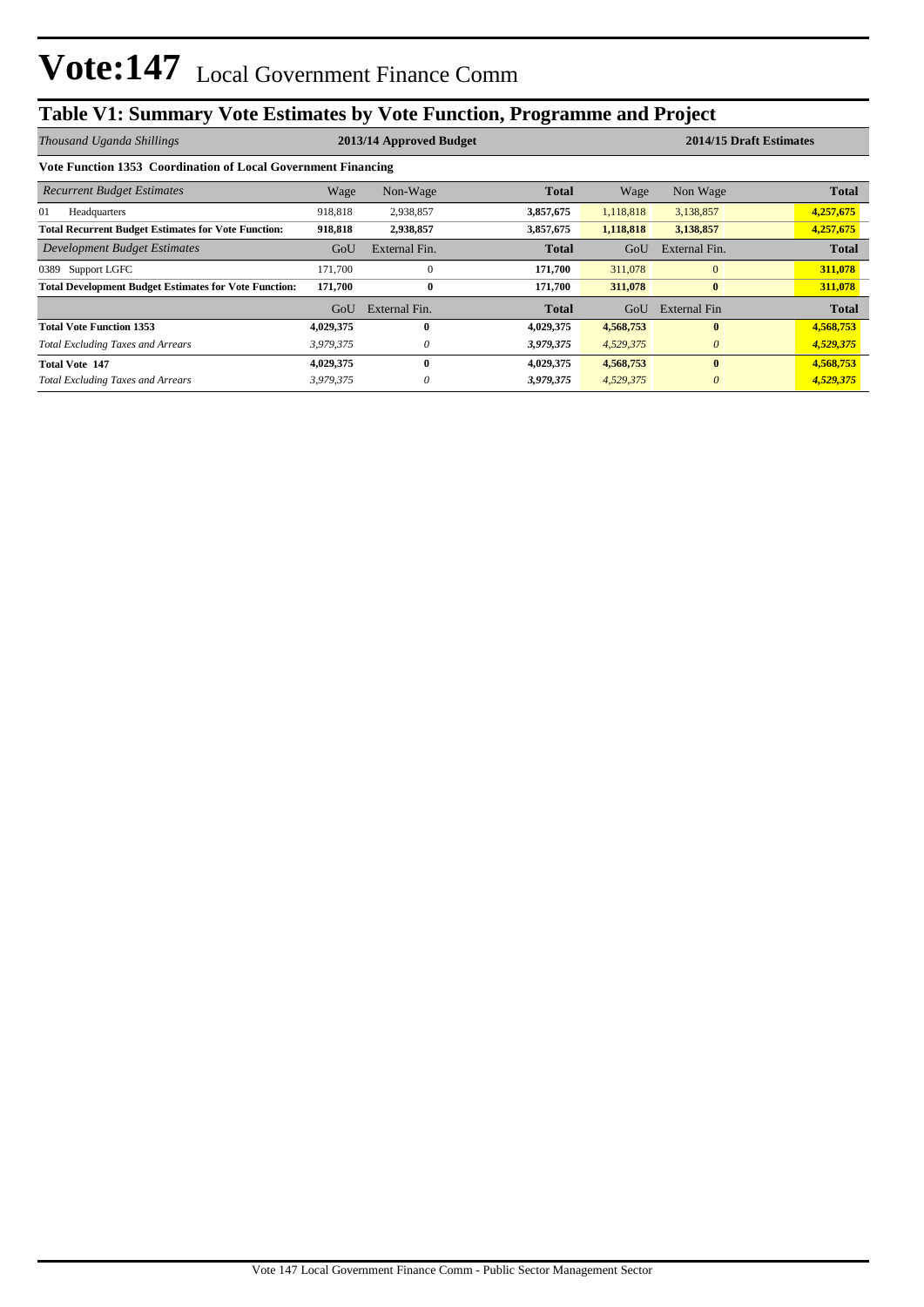# Vote:147 Local Government Finance Comm

## Table V1: Summary Vote Estimates by Vote Function, Programme and Project

| *Thousand Uganda Shillings* | 2013/14 Approved Budget | | | 2014/15 Draft Estimates | | |
|---|---|---|---|---|---|---|
| **Vote Function 1353 Coordination of Local Government Financing** | | | | | | |
| *Recurrent Budget Estimates* | Wage | Non-Wage | **Total** | Wage | Non Wage | **Total** |
| 01 Headquarters | 918,818 | 2,938,857 | **3,857,675** | 1,118,818 | 3,138,857 | **4,257,675** |
| **Total Recurrent Budget Estimates for Vote Function:** | **918,818** | **2,938,857** | **3,857,675** | **1,118,818** | **3,138,857** | **4,257,675** |
| *Development Budget Estimates* | GoU | External Fin. | **Total** | GoU | External Fin. | **Total** |
| 0389 Support LGFC | 171,700 | 0 | **171,700** | 311,078 | 0 | **311,078** |
| **Total Development Budget Estimates for Vote Function:** | **171,700** | **0** | **171,700** | **311,078** | **0** | **311,078** |
| | GoU | External Fin. | **Total** | GoU | External Fin | **Total** |
| **Total Vote Function 1353** | **4,029,375** | **0** | **4,029,375** | **4,568,753** | **0** | **4,568,753** |
| *Total Excluding Taxes and Arrears* | *3,979,375* | *0* | ***3,979,375*** | *4,529,375* | *0* | ***4,529,375*** |
| **Total Vote 147** | **4,029,375** | **0** | **4,029,375** | **4,568,753** | **0** | **4,568,753** |
| *Total Excluding Taxes and Arrears* | *3,979,375* | *0* | ***3,979,375*** | *4,529,375* | *0* | ***4,529,375*** |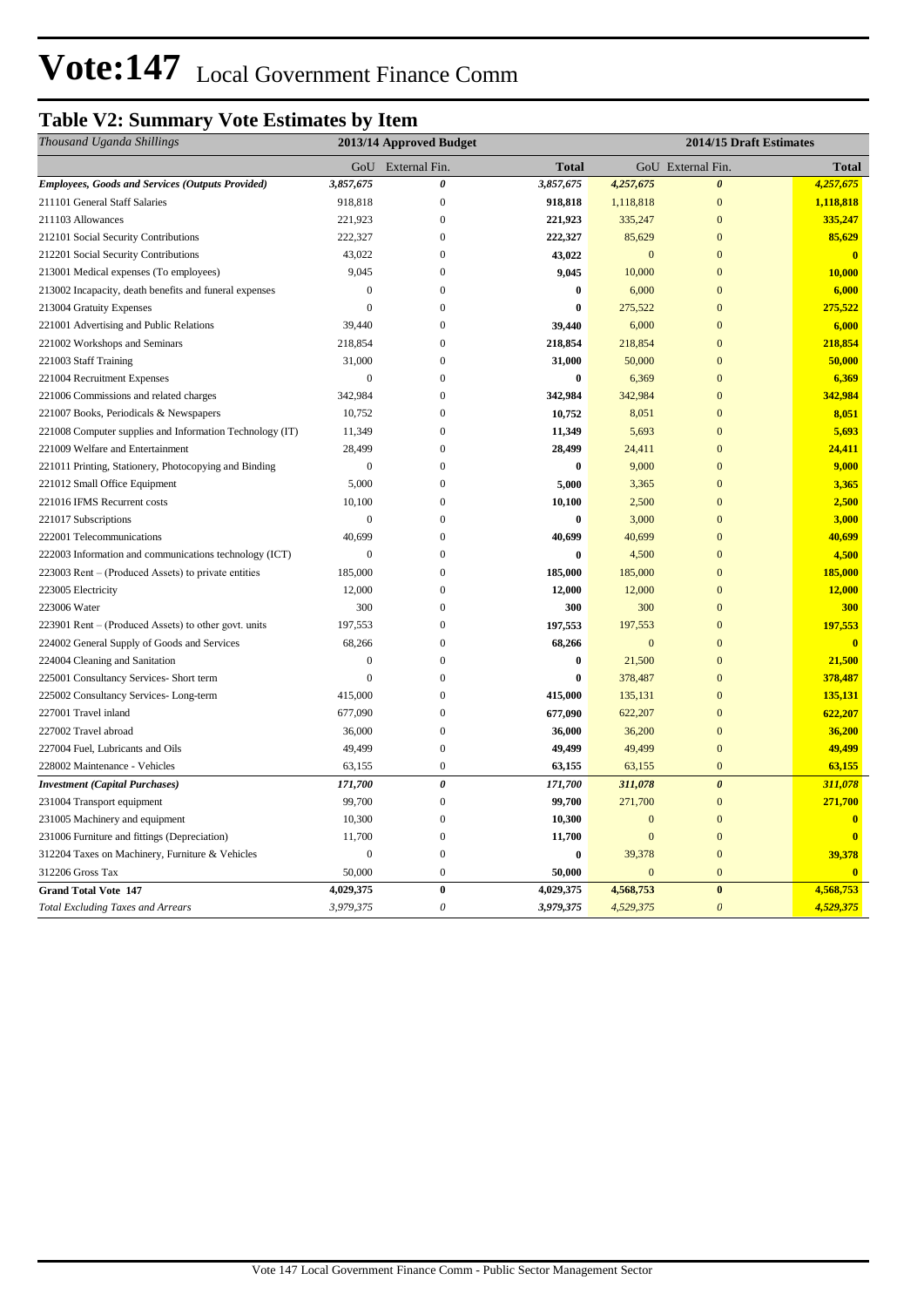# Vote:147 Local Government Finance Comm

## Table V2: Summary Vote Estimates by Item

| *Thousand Uganda Shillings* | 2013/14 Approved Budget | | | 2014/15 Draft Estimates | | |
|---|---|---|---|---|---|---|
| | GoU | External Fin. | **Total** | GoU | External Fin. | **Total** |
| ***Employees, Goods and Services (Outputs Provided)*** | ***3,857,675*** | ***0*** | ***3,857,675*** | ***4,257,675*** | ***0*** | ***4,257,675*** |
| 211101 General Staff Salaries | 918,818 | 0 | **918,818** | 1,118,818 | 0 | **1,118,818** |
| 211103 Allowances | 221,923 | 0 | **221,923** | 335,247 | 0 | **335,247** |
| 212101 Social Security Contributions | 222,327 | 0 | **222,327** | 85,629 | 0 | **85,629** |
| 212201 Social Security Contributions | 43,022 | 0 | **43,022** | 0 | 0 | **0** |
| 213001 Medical expenses (To employees) | 9,045 | 0 | **9,045** | 10,000 | 0 | **10,000** |
| 213002 Incapacity, death benefits and funeral expenses | 0 | 0 | **0** | 6,000 | 0 | **6,000** |
| 213004 Gratuity Expenses | 0 | 0 | **0** | 275,522 | 0 | **275,522** |
| 221001 Advertising and Public Relations | 39,440 | 0 | **39,440** | 6,000 | 0 | **6,000** |
| 221002 Workshops and Seminars | 218,854 | 0 | **218,854** | 218,854 | 0 | **218,854** |
| 221003 Staff Training | 31,000 | 0 | **31,000** | 50,000 | 0 | **50,000** |
| 221004 Recruitment Expenses | 0 | 0 | **0** | 6,369 | 0 | **6,369** |
| 221006 Commissions and related charges | 342,984 | 0 | **342,984** | 342,984 | 0 | **342,984** |
| 221007 Books, Periodicals & Newspapers | 10,752 | 0 | **10,752** | 8,051 | 0 | **8,051** |
| 221008 Computer supplies and Information Technology (IT) | 11,349 | 0 | **11,349** | 5,693 | 0 | **5,693** |
| 221009 Welfare and Entertainment | 28,499 | 0 | **28,499** | 24,411 | 0 | **24,411** |
| 221011 Printing, Stationery, Photocopying and Binding | 0 | 0 | **0** | 9,000 | 0 | **9,000** |
| 221012 Small Office Equipment | 5,000 | 0 | **5,000** | 3,365 | 0 | **3,365** |
| 221016 IFMS Recurrent costs | 10,100 | 0 | **10,100** | 2,500 | 0 | **2,500** |
| 221017 Subscriptions | 0 | 0 | **0** | 3,000 | 0 | **3,000** |
| 222001 Telecommunications | 40,699 | 0 | **40,699** | 40,699 | 0 | **40,699** |
| 222003 Information and communications technology (ICT) | 0 | 0 | **0** | 4,500 | 0 | **4,500** |
| 223003 Rent – (Produced Assets) to private entities | 185,000 | 0 | **185,000** | 185,000 | 0 | **185,000** |
| 223005 Electricity | 12,000 | 0 | **12,000** | 12,000 | 0 | **12,000** |
| 223006 Water | 300 | 0 | **300** | 300 | 0 | **300** |
| 223901 Rent – (Produced Assets) to other govt. units | 197,553 | 0 | **197,553** | 197,553 | 0 | **197,553** |
| 224002 General Supply of Goods and Services | 68,266 | 0 | **68,266** | 0 | 0 | **0** |
| 224004 Cleaning and Sanitation | 0 | 0 | **0** | 21,500 | 0 | **21,500** |
| 225001 Consultancy Services- Short term | 0 | 0 | **0** | 378,487 | 0 | **378,487** |
| 225002 Consultancy Services- Long-term | 415,000 | 0 | **415,000** | 135,131 | 0 | **135,131** |
| 227001 Travel inland | 677,090 | 0 | **677,090** | 622,207 | 0 | **622,207** |
| 227002 Travel abroad | 36,000 | 0 | **36,000** | 36,200 | 0 | **36,200** |
| 227004 Fuel, Lubricants and Oils | 49,499 | 0 | **49,499** | 49,499 | 0 | **49,499** |
| 228002 Maintenance - Vehicles | 63,155 | 0 | **63,155** | 63,155 | 0 | **63,155** |
| ***Investment (Capital Purchases)*** | ***171,700*** | ***0*** | ***171,700*** | ***311,078*** | ***0*** | ***311,078*** |
| 231004 Transport equipment | 99,700 | 0 | **99,700** | 271,700 | 0 | **271,700** |
| 231005 Machinery and equipment | 10,300 | 0 | **10,300** | 0 | 0 | **0** |
| 231006 Furniture and fittings (Depreciation) | 11,700 | 0 | **11,700** | 0 | 0 | **0** |
| 312204 Taxes on Machinery, Furniture & Vehicles | 0 | 0 | **0** | 39,378 | 0 | **39,378** |
| 312206 Gross Tax | 50,000 | 0 | **50,000** | 0 | 0 | **0** |
| **Grand Total Vote 147** | **4,029,375** | **0** | **4,029,375** | **4,568,753** | **0** | **4,568,753** |
| *Total Excluding Taxes and Arrears* | *3,979,375* | *0* | ***3,979,375*** | *4,529,375* | *0* | ***4,529,375*** |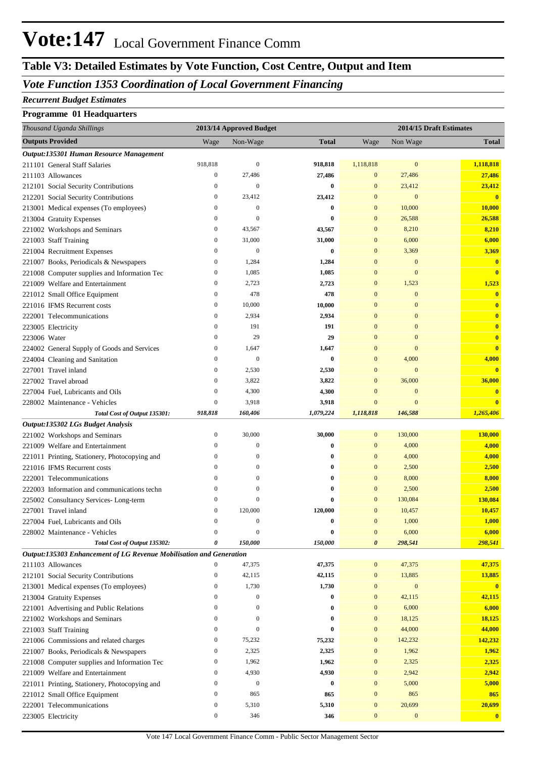# Vote:147 Local Government Finance Comm

## Table V3: Detailed Estimates by Vote Function, Cost Centre, Output and Item

### *Vote Function 1353 Coordination of Local Government Financing*

***Recurrent Budget Estimates***

**Programme 01 Headquarters**

| *Thousand Uganda Shillings* | 2013/14 Approved Budget | | | 2014/15 Draft Estimates | | |
|---|---|---|---|---|---|---|
| **Outputs Provided** | Wage | Non-Wage | **Total** | Wage | Non Wage | **Total** |
| ***Output:135301 Human Resource Management*** | | | | | | |
| 211101 General Staff Salaries | 918,818 | 0 | **918,818** | 1,118,818 | 0 | **1,118,818** |
| 211103 Allowances | 0 | 27,486 | **27,486** | 0 | 27,486 | **27,486** |
| 212101 Social Security Contributions | 0 | 0 | **0** | 0 | 23,412 | **23,412** |
| 212201 Social Security Contributions | 0 | 23,412 | **23,412** | 0 | 0 | **0** |
| 213001 Medical expenses (To employees) | 0 | 0 | **0** | 0 | 10,000 | **10,000** |
| 213004 Gratuity Expenses | 0 | 0 | **0** | 0 | 26,588 | **26,588** |
| 221002 Workshops and Seminars | 0 | 43,567 | **43,567** | 0 | 8,210 | **8,210** |
| 221003 Staff Training | 0 | 31,000 | **31,000** | 0 | 6,000 | **6,000** |
| 221004 Recruitment Expenses | 0 | 0 | **0** | 0 | 3,369 | **3,369** |
| 221007 Books, Periodicals & Newspapers | 0 | 1,284 | **1,284** | 0 | 0 | **0** |
| 221008 Computer supplies and Information Tec | 0 | 1,085 | **1,085** | 0 | 0 | **0** |
| 221009 Welfare and Entertainment | 0 | 2,723 | **2,723** | 0 | 1,523 | **1,523** |
| 221012 Small Office Equipment | 0 | 478 | **478** | 0 | 0 | **0** |
| 221016 IFMS Recurrent costs | 0 | 10,000 | **10,000** | 0 | 0 | **0** |
| 222001 Telecommunications | 0 | 2,934 | **2,934** | 0 | 0 | **0** |
| 223005 Electricity | 0 | 191 | **191** | 0 | 0 | **0** |
| 223006 Water | 0 | 29 | **29** | 0 | 0 | **0** |
| 224002 General Supply of Goods and Services | 0 | 1,647 | **1,647** | 0 | 0 | **0** |
| 224004 Cleaning and Sanitation | 0 | 0 | **0** | 0 | 4,000 | **4,000** |
| 227001 Travel inland | 0 | 2,530 | **2,530** | 0 | 0 | **0** |
| 227002 Travel abroad | 0 | 3,822 | **3,822** | 0 | 36,000 | **36,000** |
| 227004 Fuel, Lubricants and Oils | 0 | 4,300 | **4,300** | 0 | 0 | **0** |
| 228002 Maintenance - Vehicles | 0 | 3,918 | **3,918** | 0 | 0 | **0** |
| ***Total Cost of Output 135301:*** | ***918,818*** | ***160,406*** | ***1,079,224*** | ***1,118,818*** | ***146,588*** | ***1,265,406*** |
| ***Output:135302 LGs Budget Analysis*** | | | | | | |
| 221002 Workshops and Seminars | 0 | 30,000 | **30,000** | 0 | 130,000 | **130,000** |
| 221009 Welfare and Entertainment | 0 | 0 | **0** | 0 | 4,000 | **4,000** |
| 221011 Printing, Stationery, Photocopying and | 0 | 0 | **0** | 0 | 4,000 | **4,000** |
| 221016 IFMS Recurrent costs | 0 | 0 | **0** | 0 | 2,500 | **2,500** |
| 222001 Telecommunications | 0 | 0 | **0** | 0 | 8,000 | **8,000** |
| 222003 Information and communications techn | 0 | 0 | **0** | 0 | 2,500 | **2,500** |
| 225002 Consultancy Services- Long-term | 0 | 0 | **0** | 0 | 130,084 | **130,084** |
| 227001 Travel inland | 0 | 120,000 | **120,000** | 0 | 10,457 | **10,457** |
| 227004 Fuel, Lubricants and Oils | 0 | 0 | **0** | 0 | 1,000 | **1,000** |
| 228002 Maintenance - Vehicles | 0 | 0 | **0** | 0 | 6,000 | **6,000** |
| ***Total Cost of Output 135302:*** | ***0*** | ***150,000*** | ***150,000*** | ***0*** | ***298,541*** | ***298,541*** |
| ***Output:135303 Enhancement of LG Revenue Mobilisation and Generation*** | | | | | | |
| 211103 Allowances | 0 | 47,375 | **47,375** | 0 | 47,375 | **47,375** |
| 212101 Social Security Contributions | 0 | 42,115 | **42,115** | 0 | 13,885 | **13,885** |
| 213001 Medical expenses (To employees) | 0 | 1,730 | **1,730** | 0 | 0 | **0** |
| 213004 Gratuity Expenses | 0 | 0 | **0** | 0 | 42,115 | **42,115** |
| 221001 Advertising and Public Relations | 0 | 0 | **0** | 0 | 6,000 | **6,000** |
| 221002 Workshops and Seminars | 0 | 0 | **0** | 0 | 18,125 | **18,125** |
| 221003 Staff Training | 0 | 0 | **0** | 0 | 44,000 | **44,000** |
| 221006 Commissions and related charges | 0 | 75,232 | **75,232** | 0 | 142,232 | **142,232** |
| 221007 Books, Periodicals & Newspapers | 0 | 2,325 | **2,325** | 0 | 1,962 | **1,962** |
| 221008 Computer supplies and Information Tec | 0 | 1,962 | **1,962** | 0 | 2,325 | **2,325** |
| 221009 Welfare and Entertainment | 0 | 4,930 | **4,930** | 0 | 2,942 | **2,942** |
| 221011 Printing, Stationery, Photocopying and | 0 | 0 | **0** | 0 | 5,000 | **5,000** |
| 221012 Small Office Equipment | 0 | 865 | **865** | 0 | 865 | **865** |
| 222001 Telecommunications | 0 | 5,310 | **5,310** | 0 | 20,699 | **20,699** |
| 223005 Electricity | 0 | 346 | **346** | 0 | 0 | **0** |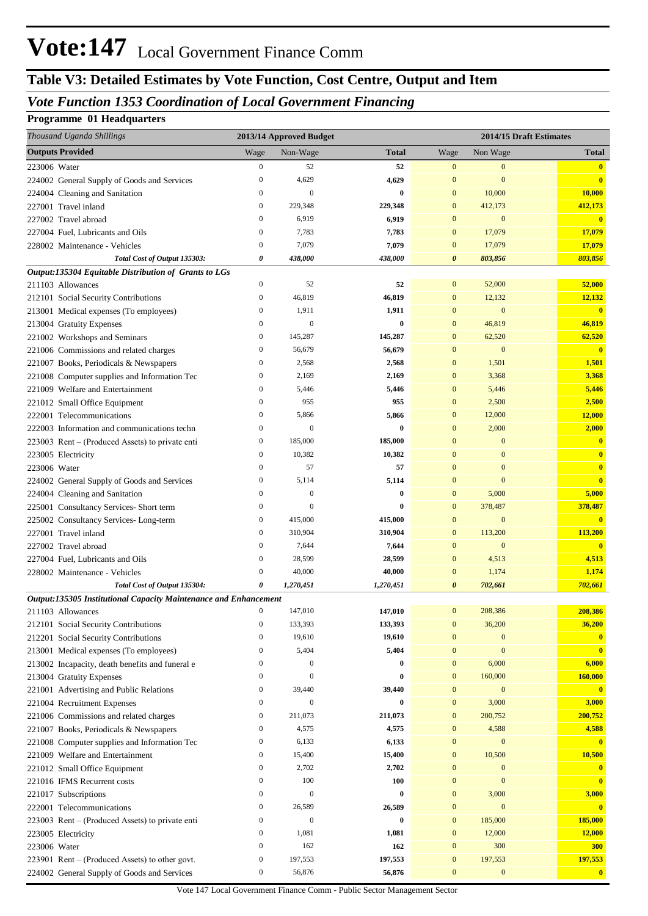# Vote:147 Local Government Finance Comm

## Table V3: Detailed Estimates by Vote Function, Cost Centre, Output and Item

### *Vote Function 1353 Coordination of Local Government Financing*

**Programme 01 Headquarters**

| *Thousand Uganda Shillings* | 2013/14 Approved Budget | | | 2014/15 Draft Estimates | | |
|---|---|---|---|---|---|---|
| **Outputs Provided** | Wage | Non-Wage | **Total** | Wage | Non Wage | **Total** |
| 223006 Water | 0 | 52 | **52** | 0 | 0 | **0** |
| 224002 General Supply of Goods and Services | 0 | 4,629 | **4,629** | 0 | 0 | **0** |
| 224004 Cleaning and Sanitation | 0 | 0 | **0** | 0 | 10,000 | **10,000** |
| 227001 Travel inland | 0 | 229,348 | **229,348** | 0 | 412,173 | **412,173** |
| 227002 Travel abroad | 0 | 6,919 | **6,919** | 0 | 0 | **0** |
| 227004 Fuel, Lubricants and Oils | 0 | 7,783 | **7,783** | 0 | 17,079 | **17,079** |
| 228002 Maintenance - Vehicles | 0 | 7,079 | **7,079** | 0 | 17,079 | **17,079** |
| ***Total Cost of Output 135303:*** | ***0*** | ***438,000*** | ***438,000*** | ***0*** | ***803,856*** | ***803,856*** |
| ***Output:135304 Equitable Distribution of Grants to LGs*** | | | | | | |
| 211103 Allowances | 0 | 52 | **52** | 0 | 52,000 | **52,000** |
| 212101 Social Security Contributions | 0 | 46,819 | **46,819** | 0 | 12,132 | **12,132** |
| 213001 Medical expenses (To employees) | 0 | 1,911 | **1,911** | 0 | 0 | **0** |
| 213004 Gratuity Expenses | 0 | 0 | **0** | 0 | 46,819 | **46,819** |
| 221002 Workshops and Seminars | 0 | 145,287 | **145,287** | 0 | 62,520 | **62,520** |
| 221006 Commissions and related charges | 0 | 56,679 | **56,679** | 0 | 0 | **0** |
| 221007 Books, Periodicals & Newspapers | 0 | 2,568 | **2,568** | 0 | 1,501 | **1,501** |
| 221008 Computer supplies and Information Tec | 0 | 2,169 | **2,169** | 0 | 3,368 | **3,368** |
| 221009 Welfare and Entertainment | 0 | 5,446 | **5,446** | 0 | 5,446 | **5,446** |
| 221012 Small Office Equipment | 0 | 955 | **955** | 0 | 2,500 | **2,500** |
| 222001 Telecommunications | 0 | 5,866 | **5,866** | 0 | 12,000 | **12,000** |
| 222003 Information and communications techn | 0 | 0 | **0** | 0 | 2,000 | **2,000** |
| 223003 Rent – (Produced Assets) to private enti | 0 | 185,000 | **185,000** | 0 | 0 | **0** |
| 223005 Electricity | 0 | 10,382 | **10,382** | 0 | 0 | **0** |
| 223006 Water | 0 | 57 | **57** | 0 | 0 | **0** |
| 224002 General Supply of Goods and Services | 0 | 5,114 | **5,114** | 0 | 0 | **0** |
| 224004 Cleaning and Sanitation | 0 | 0 | **0** | 0 | 5,000 | **5,000** |
| 225001 Consultancy Services- Short term | 0 | 0 | **0** | 0 | 378,487 | **378,487** |
| 225002 Consultancy Services- Long-term | 0 | 415,000 | **415,000** | 0 | 0 | **0** |
| 227001 Travel inland | 0 | 310,904 | **310,904** | 0 | 113,200 | **113,200** |
| 227002 Travel abroad | 0 | 7,644 | **7,644** | 0 | 0 | **0** |
| 227004 Fuel, Lubricants and Oils | 0 | 28,599 | **28,599** | 0 | 4,513 | **4,513** |
| 228002 Maintenance - Vehicles | 0 | 40,000 | **40,000** | 0 | 1,174 | **1,174** |
| ***Total Cost of Output 135304:*** | ***0*** | ***1,270,451*** | ***1,270,451*** | ***0*** | ***702,661*** | ***702,661*** |
| ***Output:135305 Institutional Capacity Maintenance and Enhancement*** | | | | | | |
| 211103 Allowances | 0 | 147,010 | **147,010** | 0 | 208,386 | **208,386** |
| 212101 Social Security Contributions | 0 | 133,393 | **133,393** | 0 | 36,200 | **36,200** |
| 212201 Social Security Contributions | 0 | 19,610 | **19,610** | 0 | 0 | **0** |
| 213001 Medical expenses (To employees) | 0 | 5,404 | **5,404** | 0 | 0 | **0** |
| 213002 Incapacity, death benefits and funeral e | 0 | 0 | **0** | 0 | 6,000 | **6,000** |
| 213004 Gratuity Expenses | 0 | 0 | **0** | 0 | 160,000 | **160,000** |
| 221001 Advertising and Public Relations | 0 | 39,440 | **39,440** | 0 | 0 | **0** |
| 221004 Recruitment Expenses | 0 | 0 | **0** | 0 | 3,000 | **3,000** |
| 221006 Commissions and related charges | 0 | 211,073 | **211,073** | 0 | 200,752 | **200,752** |
| 221007 Books, Periodicals & Newspapers | 0 | 4,575 | **4,575** | 0 | 4,588 | **4,588** |
| 221008 Computer supplies and Information Tec | 0 | 6,133 | **6,133** | 0 | 0 | **0** |
| 221009 Welfare and Entertainment | 0 | 15,400 | **15,400** | 0 | 10,500 | **10,500** |
| 221012 Small Office Equipment | 0 | 2,702 | **2,702** | 0 | 0 | **0** |
| 221016 IFMS Recurrent costs | 0 | 100 | **100** | 0 | 0 | **0** |
| 221017 Subscriptions | 0 | 0 | **0** | 0 | 3,000 | **3,000** |
| 222001 Telecommunications | 0 | 26,589 | **26,589** | 0 | 0 | **0** |
| 223003 Rent – (Produced Assets) to private enti | 0 | 0 | **0** | 0 | 185,000 | **185,000** |
| 223005 Electricity | 0 | 1,081 | **1,081** | 0 | 12,000 | **12,000** |
| 223006 Water | 0 | 162 | **162** | 0 | 300 | **300** |
| 223901 Rent – (Produced Assets) to other govt. | 0 | 197,553 | **197,553** | 0 | 197,553 | **197,553** |
| 224002 General Supply of Goods and Services | 0 | 56,876 | **56,876** | 0 | 0 | **0** |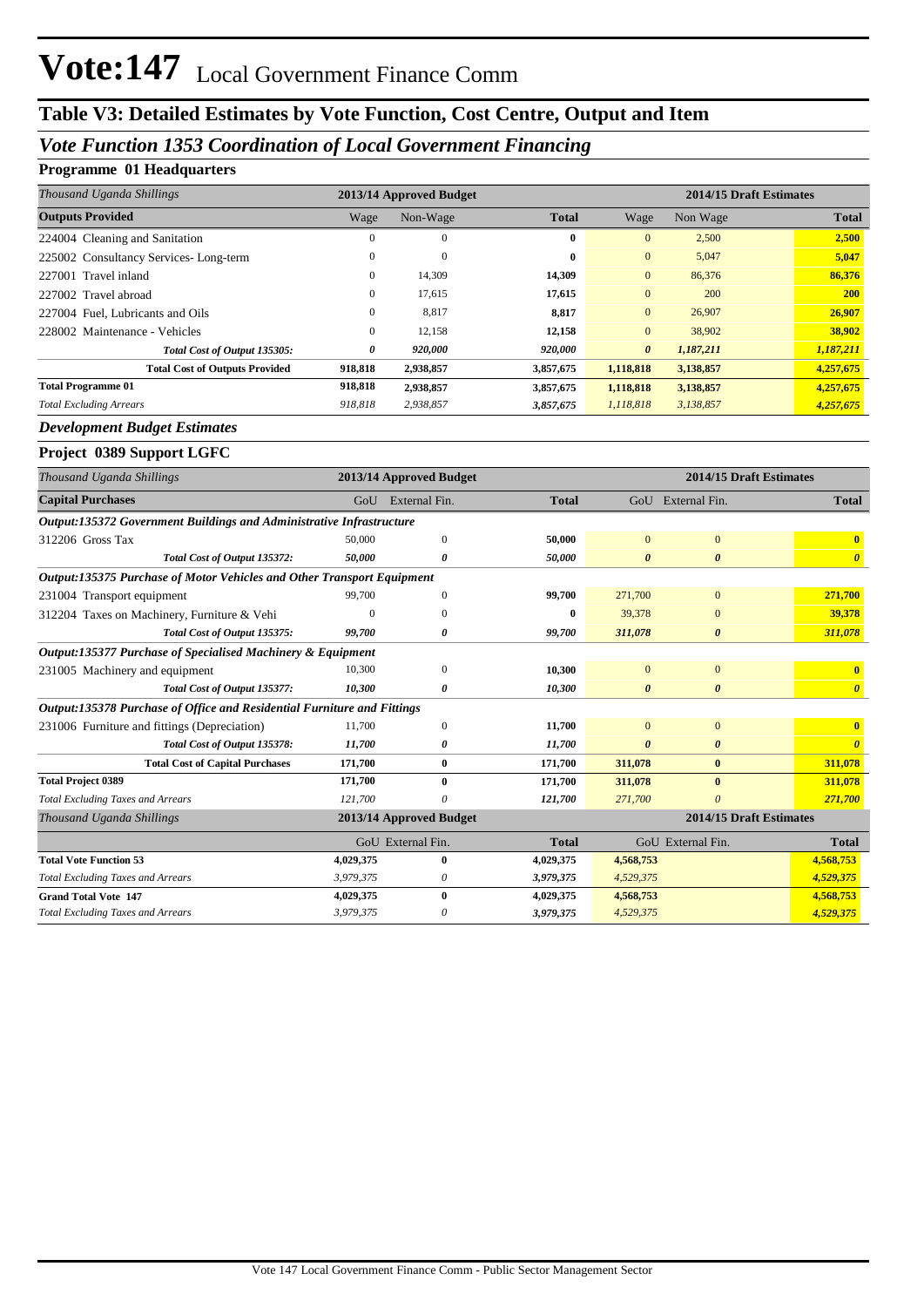# Vote:147 Local Government Finance Comm

## Table V3: Detailed Estimates by Vote Function, Cost Centre, Output and Item

## *Vote Function 1353 Coordination of Local Government Financing*

### Programme 01 Headquarters

| *Thousand Uganda Shillings* | 2013/14 Approved Budget | | | 2014/15 Draft Estimates | | |
|---|---|---|---|---|---|---|
| **Outputs Provided** | Wage | Non-Wage | **Total** | Wage | Non Wage | **Total** |
| 224004 Cleaning and Sanitation | 0 | 0 | **0** | 0 | 2,500 | **2,500** |
| 225002 Consultancy Services- Long-term | 0 | 0 | **0** | 0 | 5,047 | **5,047** |
| 227001 Travel inland | 0 | 14,309 | **14,309** | 0 | 86,376 | **86,376** |
| 227002 Travel abroad | 0 | 17,615 | **17,615** | 0 | 200 | **200** |
| 227004 Fuel, Lubricants and Oils | 0 | 8,817 | **8,817** | 0 | 26,907 | **26,907** |
| 228002 Maintenance - Vehicles | 0 | 12,158 | **12,158** | 0 | 38,902 | **38,902** |
| ***Total Cost of Output 135305:*** | ***0*** | ***920,000*** | ***920,000*** | ***0*** | ***1,187,211*** | ***1,187,211*** |
| **Total Cost of Outputs Provided** | **918,818** | **2,938,857** | **3,857,675** | **1,118,818** | **3,138,857** | **4,257,675** |
| **Total Programme 01** | **918,818** | **2,938,857** | **3,857,675** | **1,118,818** | **3,138,857** | **4,257,675** |
| *Total Excluding Arrears* | *918,818* | *2,938,857* | *3,857,675* | *1,118,818* | *3,138,857* | *4,257,675* |

### *Development Budget Estimates*

### Project 0389 Support LGFC

| *Thousand Uganda Shillings* | 2013/14 Approved Budget | | | 2014/15 Draft Estimates | | |
|---|---|---|---|---|---|---|
| **Capital Purchases** | GoU | External Fin. | **Total** | GoU | External Fin. | **Total** |
| ***Output:135372 Government Buildings and Administrative Infrastructure*** | | | | | | |
| 312206 Gross Tax | 50,000 | 0 | **50,000** | 0 | 0 | **0** |
| ***Total Cost of Output 135372:*** | ***50,000*** | ***0*** | ***50,000*** | ***0*** | ***0*** | ***0*** |
| ***Output:135375 Purchase of Motor Vehicles and Other Transport Equipment*** | | | | | | |
| 231004 Transport equipment | 99,700 | 0 | **99,700** | 271,700 | 0 | **271,700** |
| 312204 Taxes on Machinery, Furniture & Vehi | 0 | 0 | **0** | 39,378 | 0 | **39,378** |
| ***Total Cost of Output 135375:*** | ***99,700*** | ***0*** | ***99,700*** | ***311,078*** | ***0*** | ***311,078*** |
| ***Output:135377 Purchase of Specialised Machinery & Equipment*** | | | | | | |
| 231005 Machinery and equipment | 10,300 | 0 | **10,300** | 0 | 0 | **0** |
| ***Total Cost of Output 135377:*** | ***10,300*** | ***0*** | ***10,300*** | ***0*** | ***0*** | ***0*** |
| ***Output:135378 Purchase of Office and Residential Furniture and Fittings*** | | | | | | |
| 231006 Furniture and fittings (Depreciation) | 11,700 | 0 | **11,700** | 0 | 0 | **0** |
| ***Total Cost of Output 135378:*** | ***11,700*** | ***0*** | ***11,700*** | ***0*** | ***0*** | ***0*** |
| **Total Cost of Capital Purchases** | **171,700** | **0** | **171,700** | **311,078** | **0** | **311,078** |
| **Total Project 0389** | **171,700** | **0** | **171,700** | **311,078** | **0** | **311,078** |
| *Total Excluding Taxes and Arrears* | *121,700* | *0* | *121,700* | *271,700* | *0* | *271,700* |

| *Thousand Uganda Shillings* | 2013/14 Approved Budget | | | 2014/15 Draft Estimates | | |
|---|---|---|---|---|---|---|
| | GoU | External Fin. | **Total** | GoU | External Fin. | **Total** |
| **Total Vote Function 53** | **4,029,375** | **0** | **4,029,375** | **4,568,753** | | **4,568,753** |
| *Total Excluding Taxes and Arrears* | *3,979,375* | *0* | *3,979,375* | *4,529,375* | | *4,529,375* |
| **Grand Total Vote 147** | **4,029,375** | **0** | **4,029,375** | **4,568,753** | | **4,568,753** |
| *Total Excluding Taxes and Arrears* | *3,979,375* | *0* | *3,979,375* | *4,529,375* | | *4,529,375* |